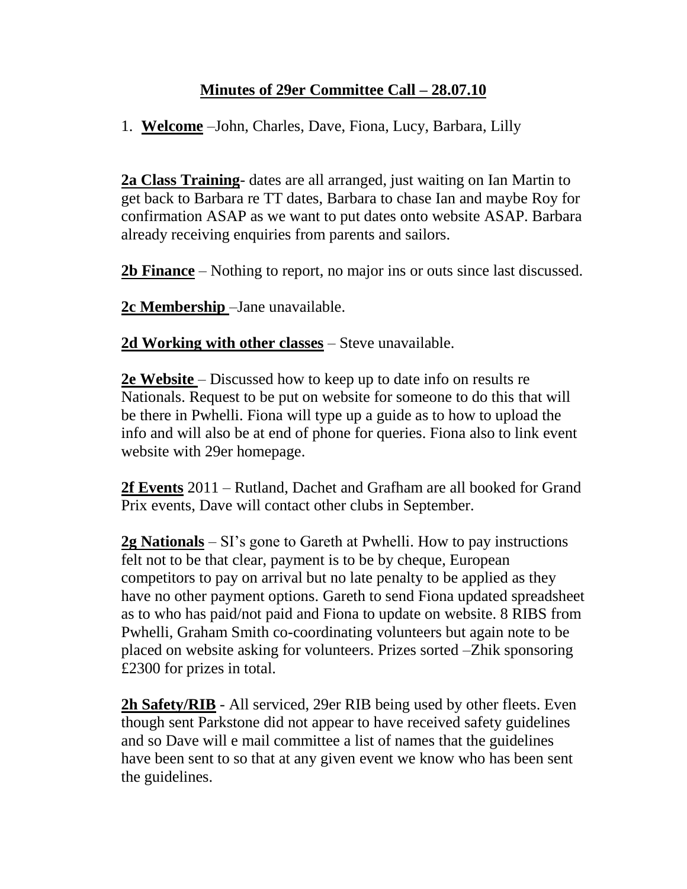# Minutes of 29er Committee Call – 28.07.10

1. **Welcome** –John, Charles, Dave, Fiona, Lucy, Barbara, Lilly

**2a Class Training**- dates are all arranged, just waiting on Ian Martin to get back to Barbara re TT dates, Barbara to chase Ian and maybe Roy for confirmation ASAP as we want to put dates onto website ASAP. Barbara already receiving enquiries from parents and sailors.

**2b Finance** – Nothing to report, no major ins or outs since last discussed.

**2c Membership** –Jane unavailable.

**2d Working with other classes** – Steve unavailable.

**2e Website** – Discussed how to keep up to date info on results re Nationals. Request to be put on website for someone to do this that will be there in Pwhelli. Fiona will type up a guide as to how to upload the info and will also be at end of phone for queries. Fiona also to link event website with 29er homepage.

**2f Events** 2011 – Rutland, Dachet and Grafham are all booked for Grand Prix events, Dave will contact other clubs in September.

**2g Nationals** – SI's gone to Gareth at Pwhelli. How to pay instructions felt not to be that clear, payment is to be by cheque, European competitors to pay on arrival but no late penalty to be applied as they have no other payment options. Gareth to send Fiona updated spreadsheet as to who has paid/not paid and Fiona to update on website. 8 RIBS from Pwhelli, Graham Smith co-coordinating volunteers but again note to be placed on website asking for volunteers. Prizes sorted –Zhik sponsoring £2300 for prizes in total.

**2h Safety/RIB** - All serviced, 29er RIB being used by other fleets. Even though sent Parkstone did not appear to have received safety guidelines and so Dave will e mail committee a list of names that the guidelines have been sent to so that at any given event we know who has been sent the guidelines.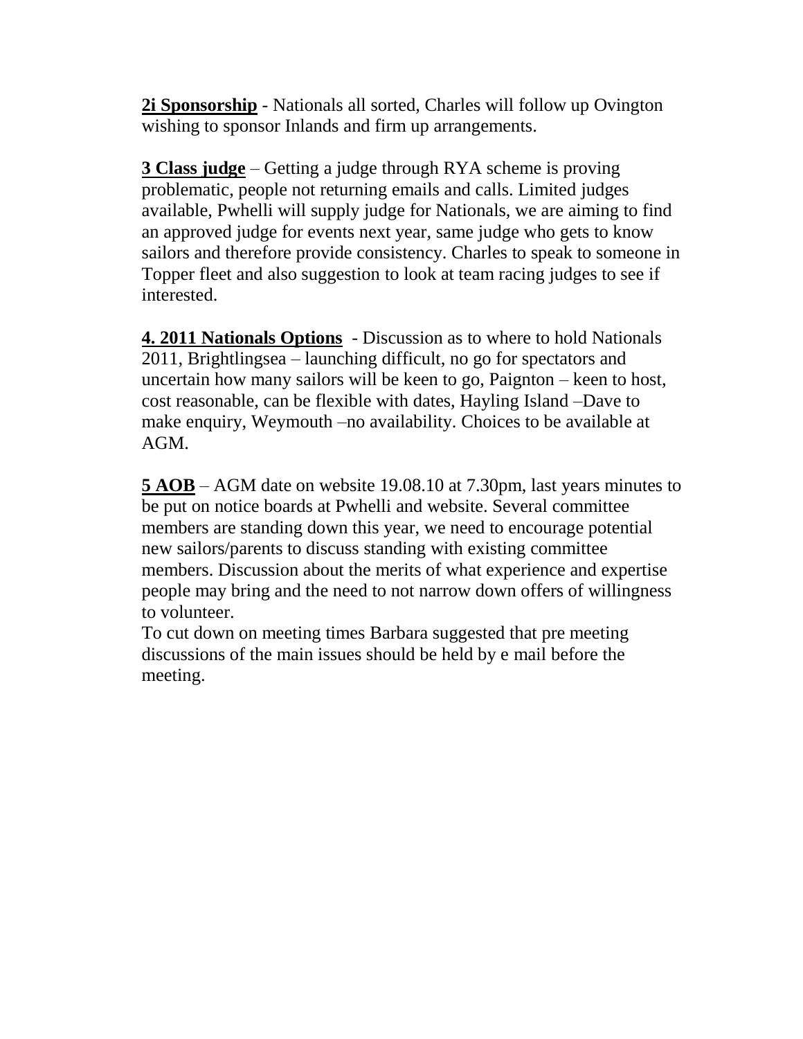**2i Sponsorship** - Nationals all sorted, Charles will follow up Ovington wishing to sponsor Inlands and firm up arrangements.

**3 Class judge** – Getting a judge through RYA scheme is proving problematic, people not returning emails and calls. Limited judges available, Pwhelli will supply judge for Nationals, we are aiming to find an approved judge for events next year, same judge who gets to know sailors and therefore provide consistency. Charles to speak to someone in Topper fleet and also suggestion to look at team racing judges to see if interested.

**4. 2011 Nationals Options** - Discussion as to where to hold Nationals 2011, Brightlingsea – launching difficult, no go for spectators and uncertain how many sailors will be keen to go, Paignton – keen to host, cost reasonable, can be flexible with dates, Hayling Island –Dave to make enquiry, Weymouth –no availability. Choices to be available at AGM.

**5 AOB** – AGM date on website 19.08.10 at 7.30pm, last years minutes to be put on notice boards at Pwhelli and website. Several committee members are standing down this year, we need to encourage potential new sailors/parents to discuss standing with existing committee members. Discussion about the merits of what experience and expertise people may bring and the need to not narrow down offers of willingness to volunteer.
To cut down on meeting times Barbara suggested that pre meeting discussions of the main issues should be held by e mail before the meeting.